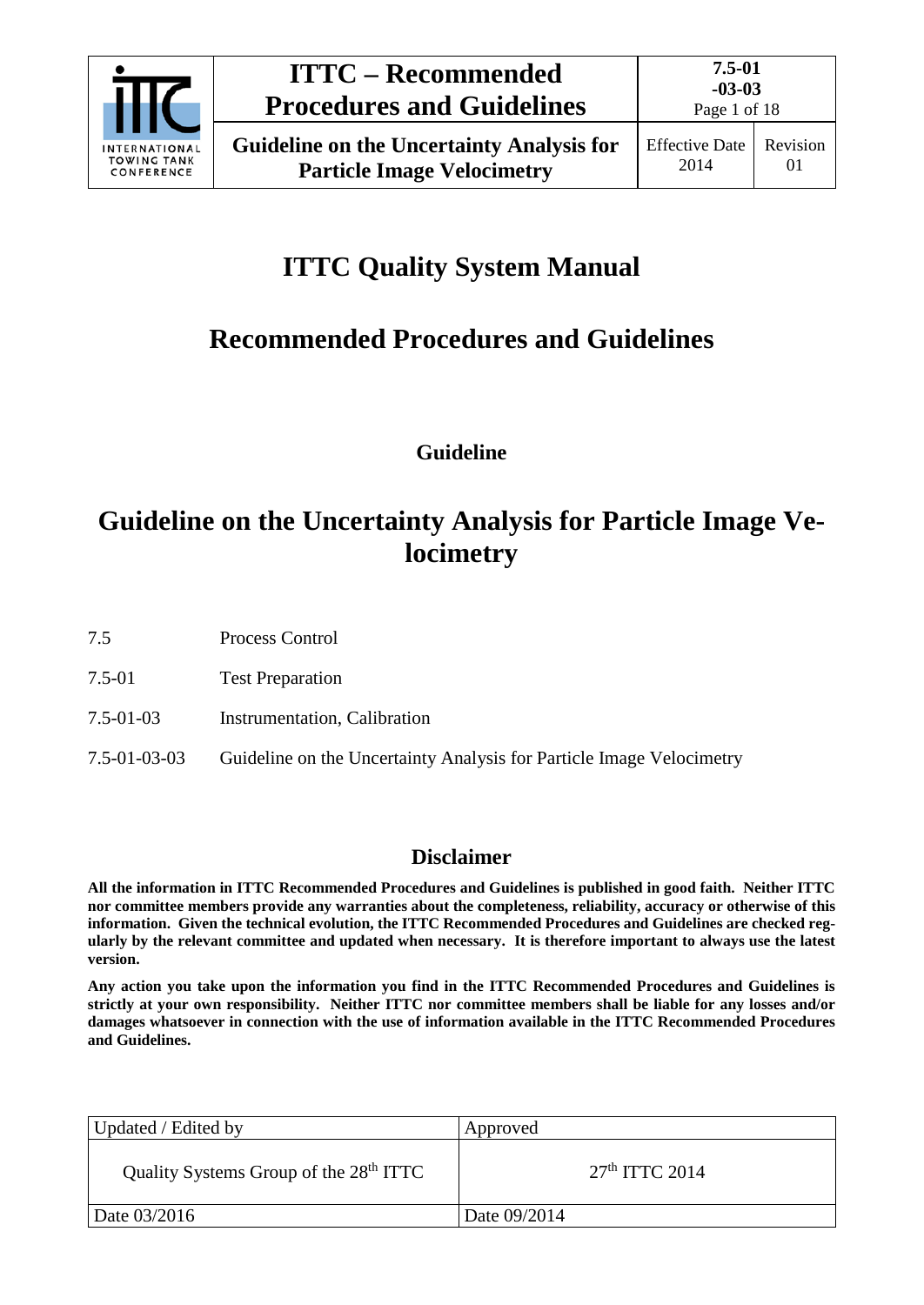# ITTC Quality System Manual

## Recommended Procedures and Guidelines

**Guideline**

## Guideline on the Uncertainty Analysis for Particle Image Velocimetry

| | |
|---|---|
| 7.5 | Process Control |
| 7.5-01 | Test Preparation |
| 7.5-01-03 | Instrumentation, Calibration |
| 7.5-01-03-03 | Guideline on the Uncertainty Analysis for Particle Image Velocimetry |

### Disclaimer

**All the information in ITTC Recommended Procedures and Guidelines is published in good faith. Neither ITTC nor committee members provide any warranties about the completeness, reliability, accuracy or otherwise of this information. Given the technical evolution, the ITTC Recommended Procedures and Guidelines are checked regularly by the relevant committee and updated when necessary. It is therefore important to always use the latest version.**

**Any action you take upon the information you find in the ITTC Recommended Procedures and Guidelines is strictly at your own responsibility. Neither ITTC nor committee members shall be liable for any losses and/or damages whatsoever in connection with the use of information available in the ITTC Recommended Procedures and Guidelines.**

| Updated / Edited by | Approved |
|---|---|
| Quality Systems Group of the 28th ITTC | 27th ITTC 2014 |
| Date 03/2016 | Date 09/2014 |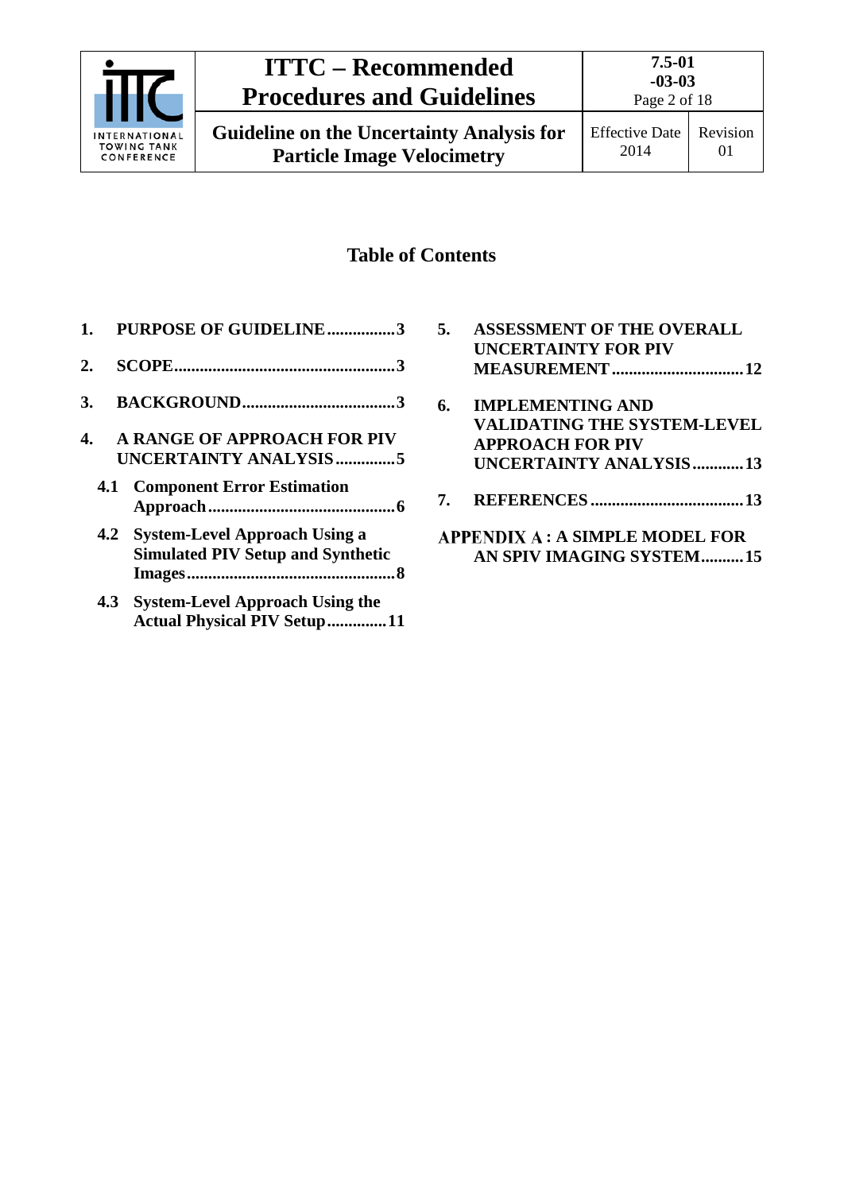## Table of Contents

1. **PURPOSE OF GUIDELINE ................3**
2. **SCOPE ...................................................3**
3. **BACKGROUND ....................................3**
4. **A RANGE OF APPROACH FOR PIV UNCERTAINTY ANALYSIS ..............5**
   - **4.1 Component Error Estimation Approach ............................................6**
   - **4.2 System-Level Approach Using a Simulated PIV Setup and Synthetic Images .................................................8**
   - **4.3 System-Level Approach Using the Actual Physical PIV Setup .............11**
5. **ASSESSMENT OF THE OVERALL UNCERTAINTY FOR PIV MEASUREMENT ..............................12**
6. **IMPLEMENTING AND VALIDATING THE SYSTEM-LEVEL APPROACH FOR PIV UNCERTAINTY ANALYSIS ............13**
7. **REFERENCES ....................................13**

**APPENDIX A : A SIMPLE MODEL FOR AN SPIV IMAGING SYSTEM..........15**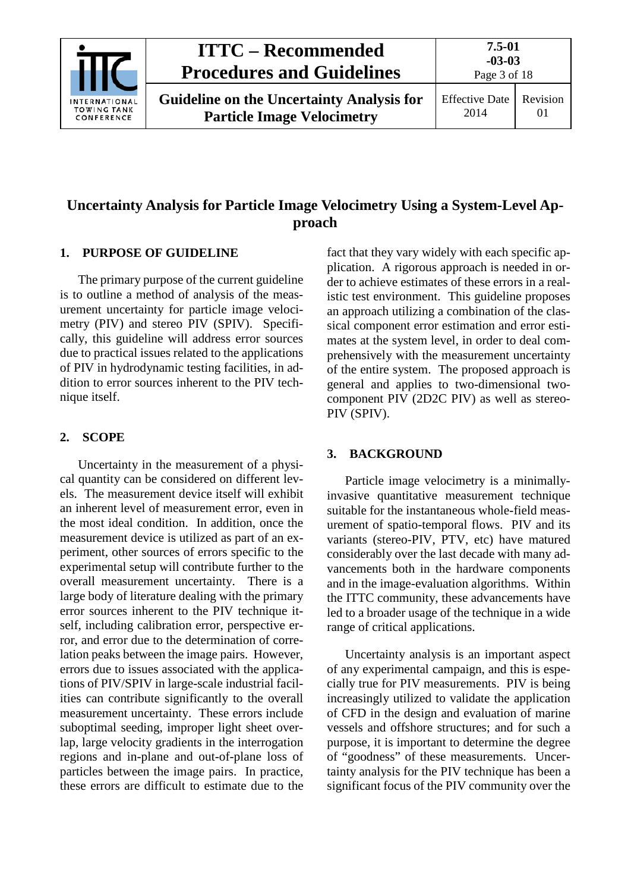# Uncertainty Analysis for Particle Image Velocimetry Using a System-Level Approach

## 1. PURPOSE OF GUIDELINE

The primary purpose of the current guideline is to outline a method of analysis of the measurement uncertainty for particle image velocimetry (PIV) and stereo PIV (SPIV). Specifically, this guideline will address error sources due to practical issues related to the applications of PIV in hydrodynamic testing facilities, in addition to error sources inherent to the PIV technique itself.

## 2. SCOPE

Uncertainty in the measurement of a physical quantity can be considered on different levels. The measurement device itself will exhibit an inherent level of measurement error, even in the most ideal condition. In addition, once the measurement device is utilized as part of an experiment, other sources of errors specific to the experimental setup will contribute further to the overall measurement uncertainty. There is a large body of literature dealing with the primary error sources inherent to the PIV technique itself, including calibration error, perspective error, and error due to the determination of correlation peaks between the image pairs. However, errors due to issues associated with the applications of PIV/SPIV in large-scale industrial facilities can contribute significantly to the overall measurement uncertainty. These errors include suboptimal seeding, improper light sheet overlap, large velocity gradients in the interrogation regions and in-plane and out-of-plane loss of particles between the image pairs. In practice, these errors are difficult to estimate due to the fact that they vary widely with each specific application. A rigorous approach is needed in order to achieve estimates of these errors in a realistic test environment. This guideline proposes an approach utilizing a combination of the classical component error estimation and error estimates at the system level, in order to deal comprehensively with the measurement uncertainty of the entire system. The proposed approach is general and applies to two-dimensional two-component PIV (2D2C PIV) as well as stereo-PIV (SPIV).

## 3. BACKGROUND

Particle image velocimetry is a minimally-invasive quantitative measurement technique suitable for the instantaneous whole-field measurement of spatio-temporal flows. PIV and its variants (stereo-PIV, PTV, etc) have matured considerably over the last decade with many advancements both in the hardware components and in the image-evaluation algorithms. Within the ITTC community, these advancements have led to a broader usage of the technique in a wide range of critical applications.

Uncertainty analysis is an important aspect of any experimental campaign, and this is especially true for PIV measurements. PIV is being increasingly utilized to validate the application of CFD in the design and evaluation of marine vessels and offshore structures; and for such a purpose, it is important to determine the degree of "goodness" of these measurements. Uncertainty analysis for the PIV technique has been a significant focus of the PIV community over the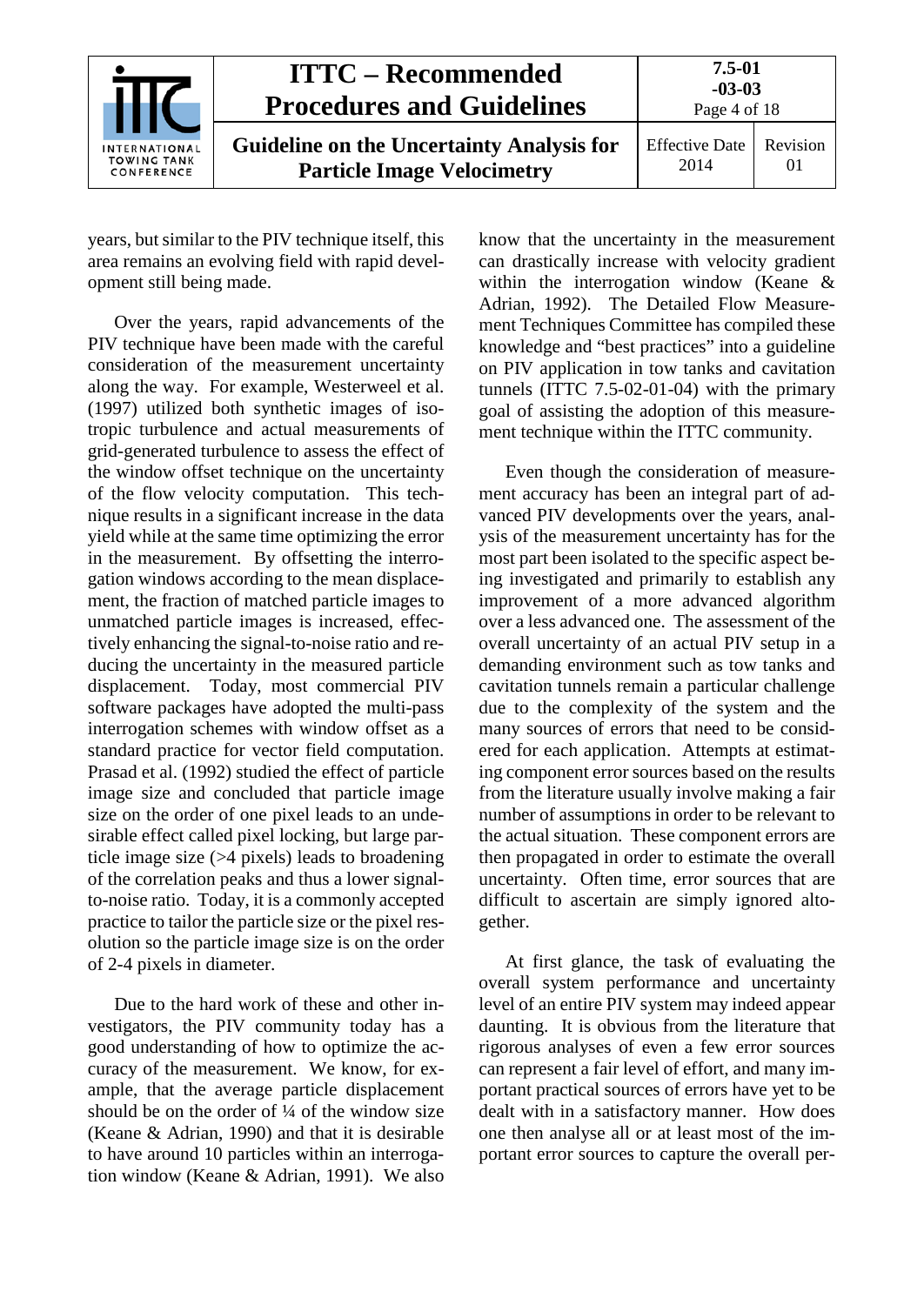years, but similar to the PIV technique itself, this area remains an evolving field with rapid development still being made.

Over the years, rapid advancements of the PIV technique have been made with the careful consideration of the measurement uncertainty along the way. For example, Westerweel et al. (1997) utilized both synthetic images of isotropic turbulence and actual measurements of grid-generated turbulence to assess the effect of the window offset technique on the uncertainty of the flow velocity computation. This technique results in a significant increase in the data yield while at the same time optimizing the error in the measurement. By offsetting the interrogation windows according to the mean displacement, the fraction of matched particle images to unmatched particle images is increased, effectively enhancing the signal-to-noise ratio and reducing the uncertainty in the measured particle displacement. Today, most commercial PIV software packages have adopted the multi-pass interrogation schemes with window offset as a standard practice for vector field computation. Prasad et al. (1992) studied the effect of particle image size and concluded that particle image size on the order of one pixel leads to an undesirable effect called pixel locking, but large particle image size (>4 pixels) leads to broadening of the correlation peaks and thus a lower signal-to-noise ratio. Today, it is a commonly accepted practice to tailor the particle size or the pixel resolution so the particle image size is on the order of 2-4 pixels in diameter.

Due to the hard work of these and other investigators, the PIV community today has a good understanding of how to optimize the accuracy of the measurement. We know, for example, that the average particle displacement should be on the order of ¼ of the window size (Keane & Adrian, 1990) and that it is desirable to have around 10 particles within an interrogation window (Keane & Adrian, 1991). We also know that the uncertainty in the measurement can drastically increase with velocity gradient within the interrogation window (Keane & Adrian, 1992). The Detailed Flow Measurement Techniques Committee has compiled these knowledge and "best practices" into a guideline on PIV application in tow tanks and cavitation tunnels (ITTC 7.5-02-01-04) with the primary goal of assisting the adoption of this measurement technique within the ITTC community.

Even though the consideration of measurement accuracy has been an integral part of advanced PIV developments over the years, analysis of the measurement uncertainty has for the most part been isolated to the specific aspect being investigated and primarily to establish any improvement of a more advanced algorithm over a less advanced one. The assessment of the overall uncertainty of an actual PIV setup in a demanding environment such as tow tanks and cavitation tunnels remain a particular challenge due to the complexity of the system and the many sources of errors that need to be considered for each application. Attempts at estimating component error sources based on the results from the literature usually involve making a fair number of assumptions in order to be relevant to the actual situation. These component errors are then propagated in order to estimate the overall uncertainty. Often time, error sources that are difficult to ascertain are simply ignored altogether.

At first glance, the task of evaluating the overall system performance and uncertainty level of an entire PIV system may indeed appear daunting. It is obvious from the literature that rigorous analyses of even a few error sources can represent a fair level of effort, and many important practical sources of errors have yet to be dealt with in a satisfactory manner. How does one then analyse all or at least most of the important error sources to capture the overall per-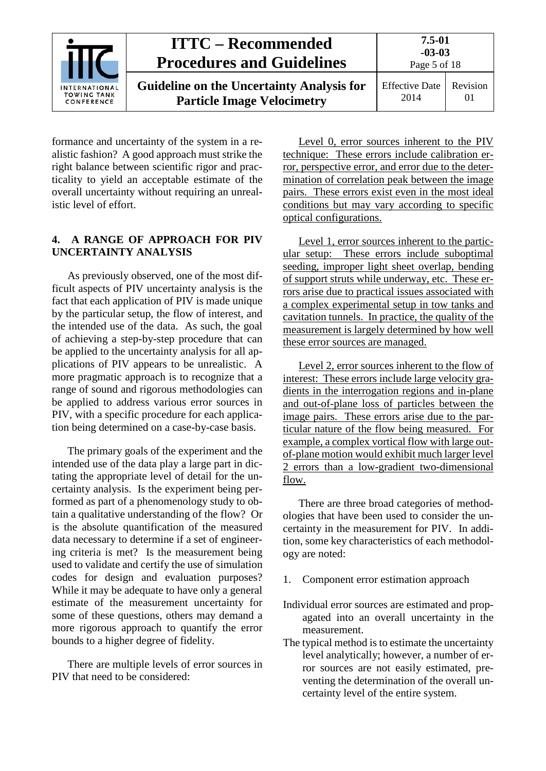formance and uncertainty of the system in a realistic fashion? A good approach must strike the right balance between scientific rigor and practicality to yield an acceptable estimate of the overall uncertainty without requiring an unrealistic level of effort.

## 4. A RANGE OF APPROACH FOR PIV UNCERTAINTY ANALYSIS

As previously observed, one of the most difficult aspects of PIV uncertainty analysis is the fact that each application of PIV is made unique by the particular setup, the flow of interest, and the intended use of the data. As such, the goal of achieving a step-by-step procedure that can be applied to the uncertainty analysis for all applications of PIV appears to be unrealistic. A more pragmatic approach is to recognize that a range of sound and rigorous methodologies can be applied to address various error sources in PIV, with a specific procedure for each application being determined on a case-by-case basis.

The primary goals of the experiment and the intended use of the data play a large part in dictating the appropriate level of detail for the uncertainty analysis. Is the experiment being performed as part of a phenomenology study to obtain a qualitative understanding of the flow? Or is the absolute quantification of the measured data necessary to determine if a set of engineering criteria is met? Is the measurement being used to validate and certify the use of simulation codes for design and evaluation purposes? While it may be adequate to have only a general estimate of the measurement uncertainty for some of these questions, others may demand a more rigorous approach to quantify the error bounds to a higher degree of fidelity.

There are multiple levels of error sources in PIV that need to be considered:

<u>Level 0, error sources inherent to the PIV technique: These errors include calibration error, perspective error, and error due to the determination of correlation peak between the image pairs. These errors exist even in the most ideal conditions but may vary according to specific optical configurations.</u>

<u>Level 1, error sources inherent to the particular setup: These errors include suboptimal seeding, improper light sheet overlap, bending of support struts while underway, etc. These errors arise due to practical issues associated with a complex experimental setup in tow tanks and cavitation tunnels. In practice, the quality of the measurement is largely determined by how well these error sources are managed.</u>

<u>Level 2, error sources inherent to the flow of interest: These errors include large velocity gradients in the interrogation regions and in-plane and out-of-plane loss of particles between the image pairs. These errors arise due to the particular nature of the flow being measured. For example, a complex vortical flow with large out-of-plane motion would exhibit much larger level 2 errors than a low-gradient two-dimensional flow.</u>

There are three broad categories of methodologies that have been used to consider the uncertainty in the measurement for PIV. In addition, some key characteristics of each methodology are noted:

1. Component error estimation approach

Individual error sources are estimated and propagated into an overall uncertainty in the measurement.

The typical method is to estimate the uncertainty level analytically; however, a number of error sources are not easily estimated, preventing the determination of the overall uncertainty level of the entire system.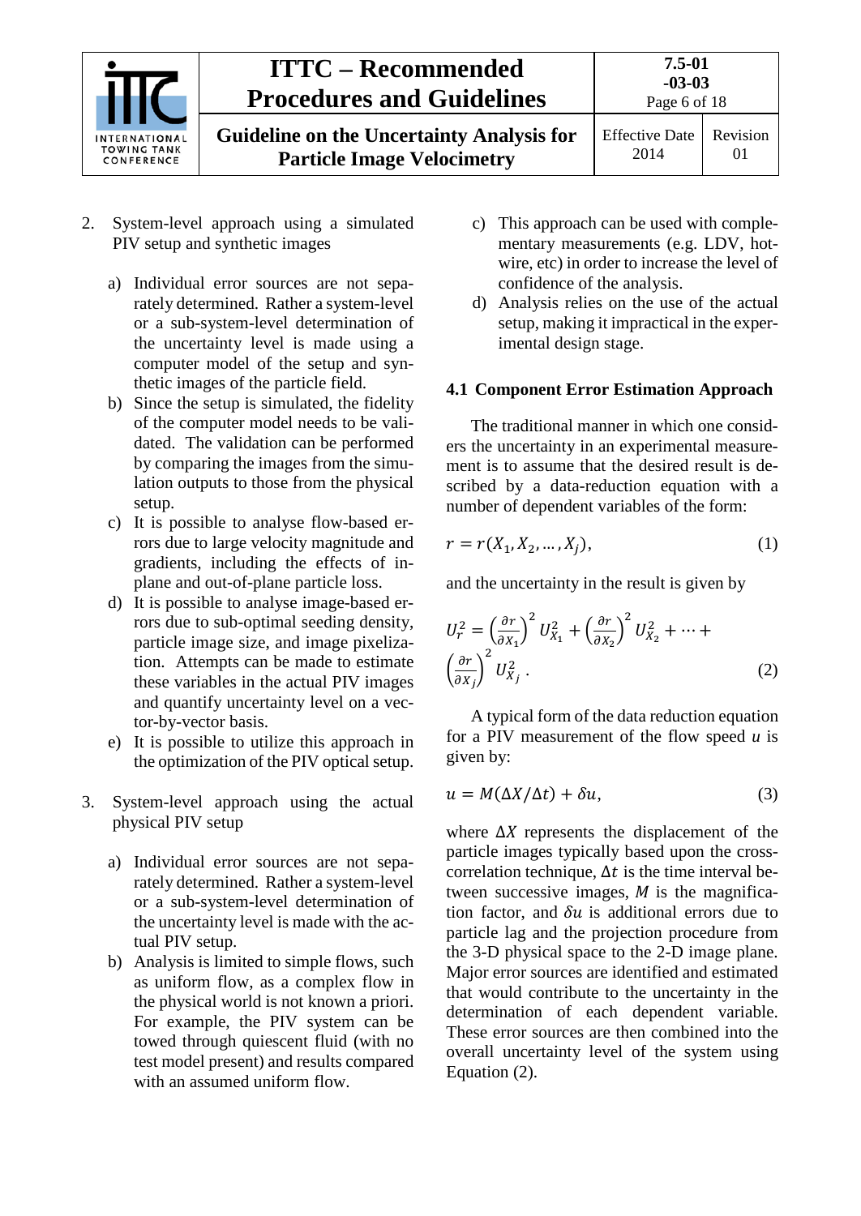2. System-level approach using a simulated PIV setup and synthetic images

    a) Individual error sources are not separately determined. Rather a system-level or a sub-system-level determination of the uncertainty level is made using a computer model of the setup and synthetic images of the particle field.
    b) Since the setup is simulated, the fidelity of the computer model needs to be validated. The validation can be performed by comparing the images from the simulation outputs to those from the physical setup.
    c) It is possible to analyse flow-based errors due to large velocity magnitude and gradients, including the effects of in-plane and out-of-plane particle loss.
    d) It is possible to analyse image-based errors due to sub-optimal seeding density, particle image size, and image pixelization. Attempts can be made to estimate these variables in the actual PIV images and quantify uncertainty level on a vector-by-vector basis.
    e) It is possible to utilize this approach in the optimization of the PIV optical setup.

3. System-level approach using the actual physical PIV setup

    a) Individual error sources are not separately determined. Rather a system-level or a sub-system-level determination of the uncertainty level is made with the actual PIV setup.
    b) Analysis is limited to simple flows, such as uniform flow, as a complex flow in the physical world is not known a priori. For example, the PIV system can be towed through quiescent fluid (with no test model present) and results compared with an assumed uniform flow.
    c) This approach can be used with complementary measurements (e.g. LDV, hot-wire, etc) in order to increase the level of confidence of the analysis.
    d) Analysis relies on the use of the actual setup, making it impractical in the experimental design stage.

### 4.1 Component Error Estimation Approach

The traditional manner in which one considers the uncertainty in an experimental measurement is to assume that the desired result is described by a data-reduction equation with a number of dependent variables of the form:

$$r = r(X_1, X_2, \dots, X_j), \tag{1}$$

and the uncertainty in the result is given by

$$U_r^2 = \left(\frac{\partial r}{\partial X_1}\right)^2 U_{X_1}^2 + \left(\frac{\partial r}{\partial X_2}\right)^2 U_{X_2}^2 + \cdots + \left(\frac{\partial r}{\partial X_j}\right)^2 U_{X_j}^2 \,. \tag{2}$$

A typical form of the data reduction equation for a PIV measurement of the flow speed $u$ is given by:

$$u = M(\Delta X / \Delta t) + \delta u, \tag{3}$$

where $\Delta X$ represents the displacement of the particle images typically based upon the cross-correlation technique, $\Delta t$ is the time interval between successive images, $M$ is the magnification factor, and $\delta u$ is additional errors due to particle lag and the projection procedure from the 3-D physical space to the 2-D image plane. Major error sources are identified and estimated that would contribute to the uncertainty in the determination of each dependent variable. These error sources are then combined into the overall uncertainty level of the system using Equation (2).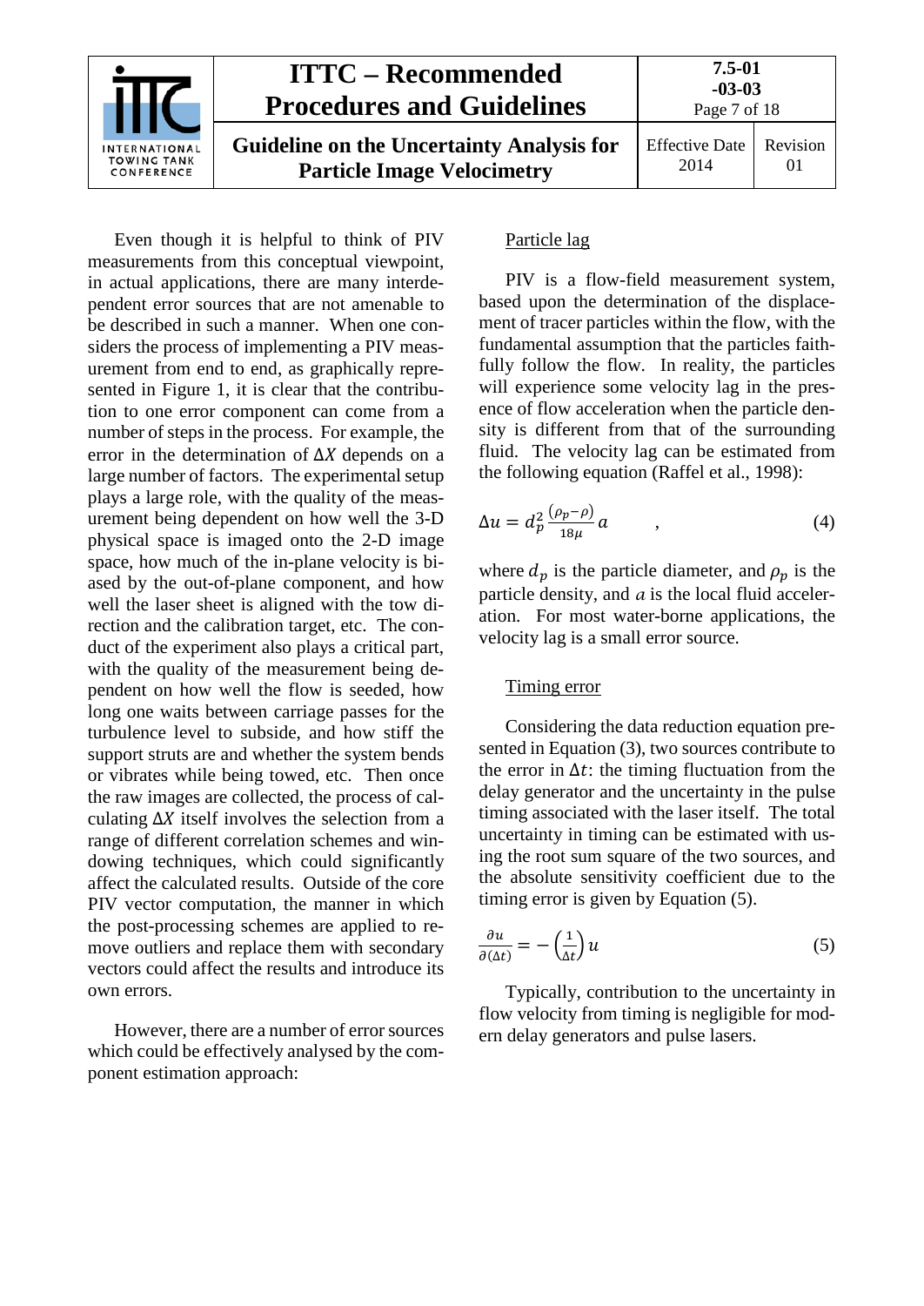Even though it is helpful to think of PIV measurements from this conceptual viewpoint, in actual applications, there are many interdependent error sources that are not amenable to be described in such a manner. When one considers the process of implementing a PIV measurement from end to end, as graphically represented in Figure 1, it is clear that the contribution to one error component can come from a number of steps in the process. For example, the error in the determination of $\Delta X$ depends on a large number of factors. The experimental setup plays a large role, with the quality of the measurement being dependent on how well the 3-D physical space is imaged onto the 2-D image space, how much of the in-plane velocity is biased by the out-of-plane component, and how well the laser sheet is aligned with the tow direction and the calibration target, etc. The conduct of the experiment also plays a critical part, with the quality of the measurement being dependent on how well the flow is seeded, how long one waits between carriage passes for the turbulence level to subside, and how stiff the support struts are and whether the system bends or vibrates while being towed, etc. Then once the raw images are collected, the process of calculating $\Delta X$ itself involves the selection from a range of different correlation schemes and windowing techniques, which could significantly affect the calculated results. Outside of the core PIV vector computation, the manner in which the post-processing schemes are applied to remove outliers and replace them with secondary vectors could affect the results and introduce its own errors.

However, there are a number of error sources which could be effectively analysed by the component estimation approach:

Particle lag

PIV is a flow-field measurement system, based upon the determination of the displacement of tracer particles within the flow, with the fundamental assumption that the particles faithfully follow the flow. In reality, the particles will experience some velocity lag in the presence of flow acceleration when the particle density is different from that of the surrounding fluid. The velocity lag can be estimated from the following equation (Raffel et al., 1998):

$$\Delta u = d_p^2 \frac{(\rho_p - \rho)}{18\mu} a \qquad , \tag{4}$$

where $d_p$ is the particle diameter, and $\rho_p$ is the particle density, and $a$ is the local fluid acceleration. For most water-borne applications, the velocity lag is a small error source.

Timing error

Considering the data reduction equation presented in Equation (3), two sources contribute to the error in $\Delta t$: the timing fluctuation from the delay generator and the uncertainty in the pulse timing associated with the laser itself. The total uncertainty in timing can be estimated with using the root sum square of the two sources, and the absolute sensitivity coefficient due to the timing error is given by Equation (5).

$$\frac{\partial u}{\partial(\Delta t)} = -\left(\frac{1}{\Delta t}\right) u \tag{5}$$

Typically, contribution to the uncertainty in flow velocity from timing is negligible for modern delay generators and pulse lasers.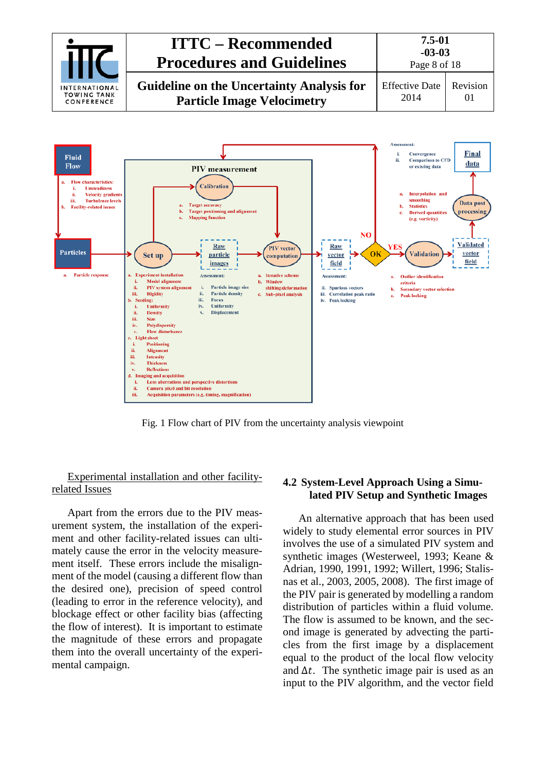Fig. 1 Flow chart of PIV from the uncertainty analysis viewpoint

Experimental installation and other facility-related Issues

Apart from the errors due to the PIV measurement system, the installation of the experiment and other facility-related issues can ultimately cause the error in the velocity measurement itself. These errors include the misalignment of the model (causing a different flow than the desired one), precision of speed control (leading to error in the reference velocity), and blockage effect or other facility bias (affecting the flow of interest). It is important to estimate the magnitude of these errors and propagate them into the overall uncertainty of the experimental campaign.

## 4.2 System-Level Approach Using a Simulated PIV Setup and Synthetic Images

An alternative approach that has been used widely to study elemental error sources in PIV involves the use of a simulated PIV system and synthetic images (Westerweel, 1993; Keane & Adrian, 1990, 1991, 1992; Willert, 1996; Stalisnas et al., 2003, 2005, 2008). The first image of the PIV pair is generated by modelling a random distribution of particles within a fluid volume. The flow is assumed to be known, and the second image is generated by advecting the particles from the first image by a displacement equal to the product of the local flow velocity and $\Delta t$. The synthetic image pair is used as an input to the PIV algorithm, and the vector field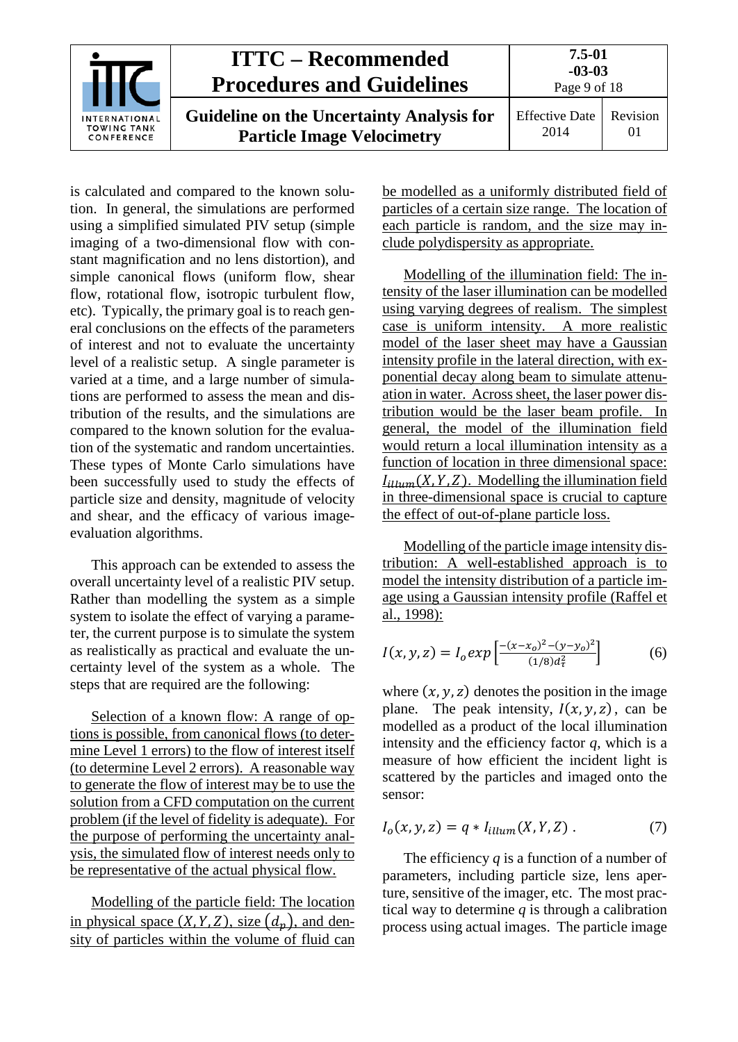is calculated and compared to the known solution. In general, the simulations are performed using a simplified simulated PIV setup (simple imaging of a two-dimensional flow with constant magnification and no lens distortion), and simple canonical flows (uniform flow, shear flow, rotational flow, isotropic turbulent flow, etc). Typically, the primary goal is to reach general conclusions on the effects of the parameters of interest and not to evaluate the uncertainty level of a realistic setup. A single parameter is varied at a time, and a large number of simulations are performed to assess the mean and distribution of the results, and the simulations are compared to the known solution for the evaluation of the systematic and random uncertainties. These types of Monte Carlo simulations have been successfully used to study the effects of particle size and density, magnitude of velocity and shear, and the efficacy of various image-evaluation algorithms.

This approach can be extended to assess the overall uncertainty level of a realistic PIV setup. Rather than modelling the system as a simple system to isolate the effect of varying a parameter, the current purpose is to simulate the system as realistically as practical and evaluate the uncertainty level of the system as a whole. The steps that are required are the following:

Selection of a known flow: A range of options is possible, from canonical flows (to determine Level 1 errors) to the flow of interest itself (to determine Level 2 errors). A reasonable way to generate the flow of interest may be to use the solution from a CFD computation on the current problem (if the level of fidelity is adequate). For the purpose of performing the uncertainty analysis, the simulated flow of interest needs only to be representative of the actual physical flow.

Modelling of the particle field: The location in physical space $(X, Y, Z)$, size $(d_p)$, and density of particles within the volume of fluid can be modelled as a uniformly distributed field of particles of a certain size range. The location of each particle is random, and the size may include polydispersity as appropriate.

Modelling of the illumination field: The intensity of the laser illumination can be modelled using varying degrees of realism. The simplest case is uniform intensity. A more realistic model of the laser sheet may have a Gaussian intensity profile in the lateral direction, with exponential decay along beam to simulate attenuation in water. Across sheet, the laser power distribution would be the laser beam profile. In general, the model of the illumination field would return a local illumination intensity as a function of location in three dimensional space: $I_{illum}(X, Y, Z)$. Modelling the illumination field in three-dimensional space is crucial to capture the effect of out-of-plane particle loss.

Modelling of the particle image intensity distribution: A well-established approach is to model the intensity distribution of a particle image using a Gaussian intensity profile (Raffel et al., 1998):

$$I(x, y, z) = I_o exp\left[\frac{-(x-x_o)^2-(y-y_o)^2}{(1/8)d_\tau^2}\right] \qquad (6)$$

where $(x, y, z)$ denotes the position in the image plane. The peak intensity, $I(x, y, z)$, can be modelled as a product of the local illumination intensity and the efficiency factor $q$, which is a measure of how efficient the incident light is scattered by the particles and imaged onto the sensor:

$$I_o(x, y, z) = q * I_{illum}(X, Y, Z)\,. \qquad (7)$$

The efficiency $q$ is a function of a number of parameters, including particle size, lens aperture, sensitive of the imager, etc. The most practical way to determine $q$ is through a calibration process using actual images. The particle image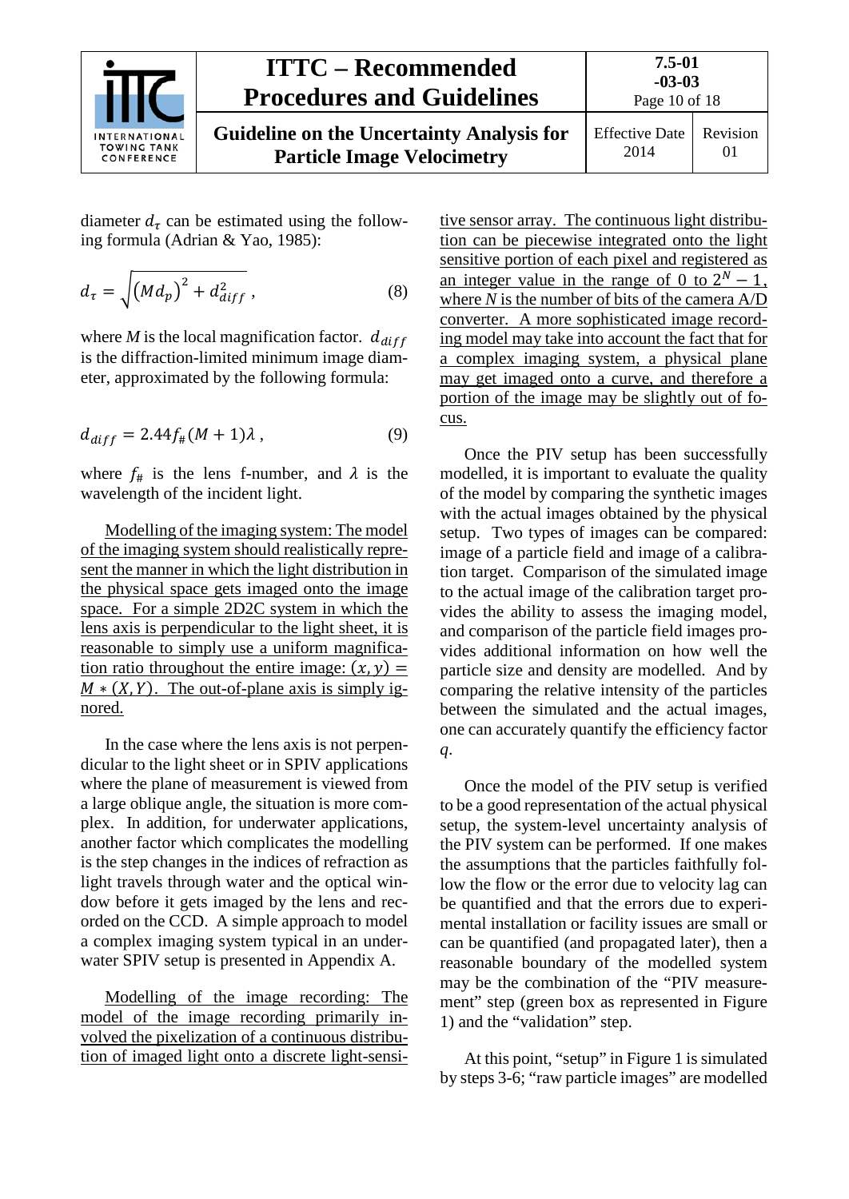diameter $d_\tau$ can be estimated using the following formula (Adrian & Yao, 1985):

$$d_\tau = \sqrt{\left(M d_p\right)^2 + d_{diff}^2}\,, \tag{8}$$

where $M$ is the local magnification factor. $d_{diff}$ is the diffraction-limited minimum image diameter, approximated by the following formula:

$$d_{diff} = 2.44 f_\# (M+1)\lambda\,, \tag{9}$$

where $f_\#$ is the lens f-number, and $\lambda$ is the wavelength of the incident light.

Modelling of the imaging system: The model of the imaging system should realistically represent the manner in which the light distribution in the physical space gets imaged onto the image space. For a simple 2D2C system in which the lens axis is perpendicular to the light sheet, it is reasonable to simply use a uniform magnification ratio throughout the entire image: $(x, y) = M * (X, Y)$. The out-of-plane axis is simply ignored.

In the case where the lens axis is not perpendicular to the light sheet or in SPIV applications where the plane of measurement is viewed from a large oblique angle, the situation is more complex. In addition, for underwater applications, another factor which complicates the modelling is the step changes in the indices of refraction as light travels through water and the optical window before it gets imaged by the lens and recorded on the CCD. A simple approach to model a complex imaging system typical in an underwater SPIV setup is presented in Appendix A.

Modelling of the image recording: The model of the image recording primarily involved the pixelization of a continuous distribution of imaged light onto a discrete light-sensitive sensor array. The continuous light distribution can be piecewise integrated onto the light sensitive portion of each pixel and registered as an integer value in the range of 0 to $2^N - 1$, where $N$ is the number of bits of the camera A/D converter. A more sophisticated image recording model may take into account the fact that for a complex imaging system, a physical plane may get imaged onto a curve, and therefore a portion of the image may be slightly out of focus.

Once the PIV setup has been successfully modelled, it is important to evaluate the quality of the model by comparing the synthetic images with the actual images obtained by the physical setup. Two types of images can be compared: image of a particle field and image of a calibration target. Comparison of the simulated image to the actual image of the calibration target provides the ability to assess the imaging model, and comparison of the particle field images provides additional information on how well the particle size and density are modelled. And by comparing the relative intensity of the particles between the simulated and the actual images, one can accurately quantify the efficiency factor $q$.

Once the model of the PIV setup is verified to be a good representation of the actual physical setup, the system-level uncertainty analysis of the PIV system can be performed. If one makes the assumptions that the particles faithfully follow the flow or the error due to velocity lag can be quantified and that the errors due to experimental installation or facility issues are small or can be quantified (and propagated later), then a reasonable boundary of the modelled system may be the combination of the "PIV measurement" step (green box as represented in Figure 1) and the "validation" step.

At this point, "setup" in Figure 1 is simulated by steps 3-6; "raw particle images" are modelled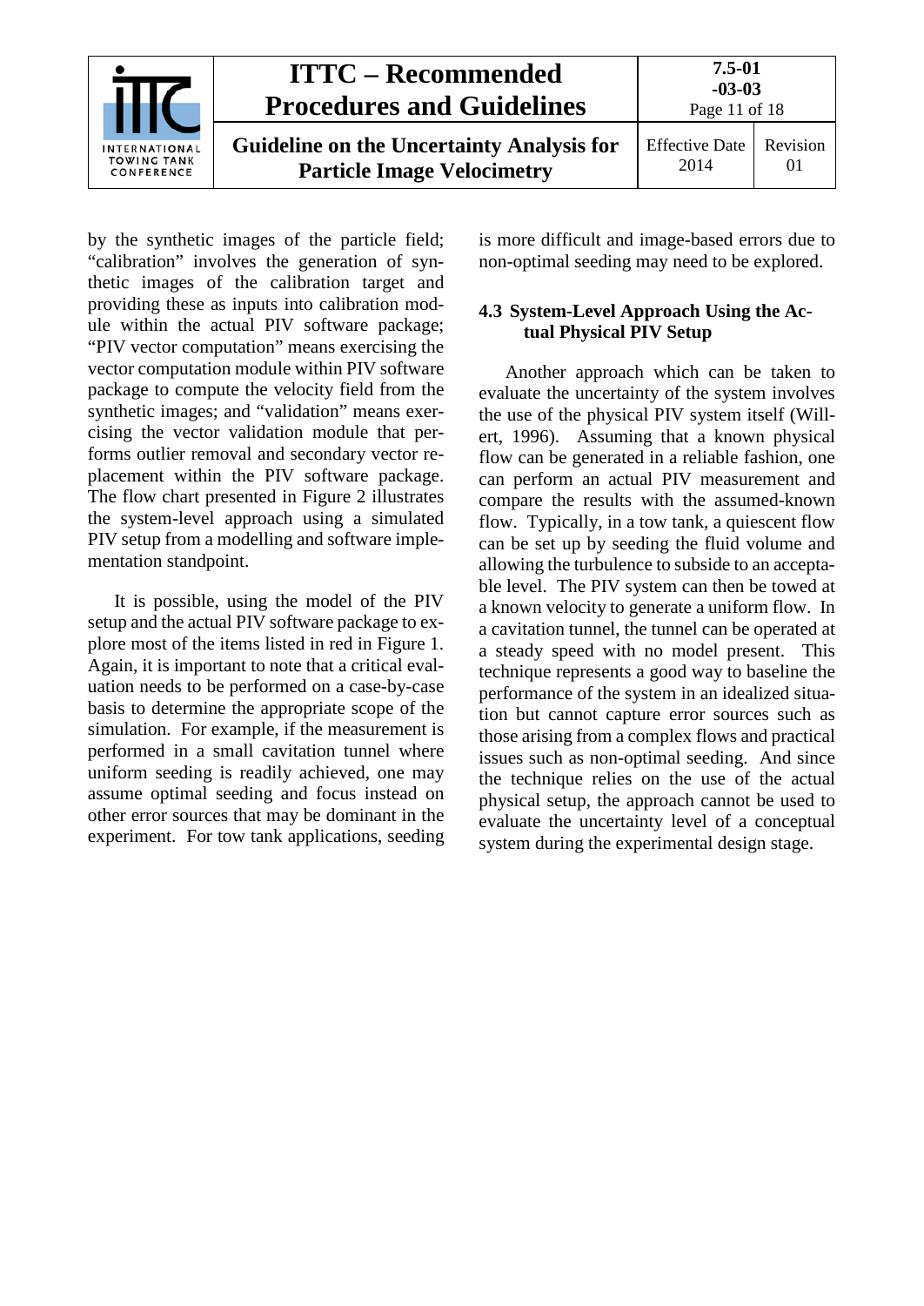by the synthetic images of the particle field; "calibration" involves the generation of synthetic images of the calibration target and providing these as inputs into calibration module within the actual PIV software package; "PIV vector computation" means exercising the vector computation module within PIV software package to compute the velocity field from the synthetic images; and "validation" means exercising the vector validation module that performs outlier removal and secondary vector replacement within the PIV software package. The flow chart presented in Figure 2 illustrates the system-level approach using a simulated PIV setup from a modelling and software implementation standpoint.

It is possible, using the model of the PIV setup and the actual PIV software package to explore most of the items listed in red in Figure 1. Again, it is important to note that a critical evaluation needs to be performed on a case-by-case basis to determine the appropriate scope of the simulation. For example, if the measurement is performed in a small cavitation tunnel where uniform seeding is readily achieved, one may assume optimal seeding and focus instead on other error sources that may be dominant in the experiment. For tow tank applications, seeding is more difficult and image-based errors due to non-optimal seeding may need to be explored.

## 4.3 System-Level Approach Using the Actual Physical PIV Setup

Another approach which can be taken to evaluate the uncertainty of the system involves the use of the physical PIV system itself (Willert, 1996). Assuming that a known physical flow can be generated in a reliable fashion, one can perform an actual PIV measurement and compare the results with the assumed-known flow. Typically, in a tow tank, a quiescent flow can be set up by seeding the fluid volume and allowing the turbulence to subside to an acceptable level. The PIV system can then be towed at a known velocity to generate a uniform flow. In a cavitation tunnel, the tunnel can be operated at a steady speed with no model present. This technique represents a good way to baseline the performance of the system in an idealized situation but cannot capture error sources such as those arising from a complex flows and practical issues such as non-optimal seeding. And since the technique relies on the use of the actual physical setup, the approach cannot be used to evaluate the uncertainty level of a conceptual system during the experimental design stage.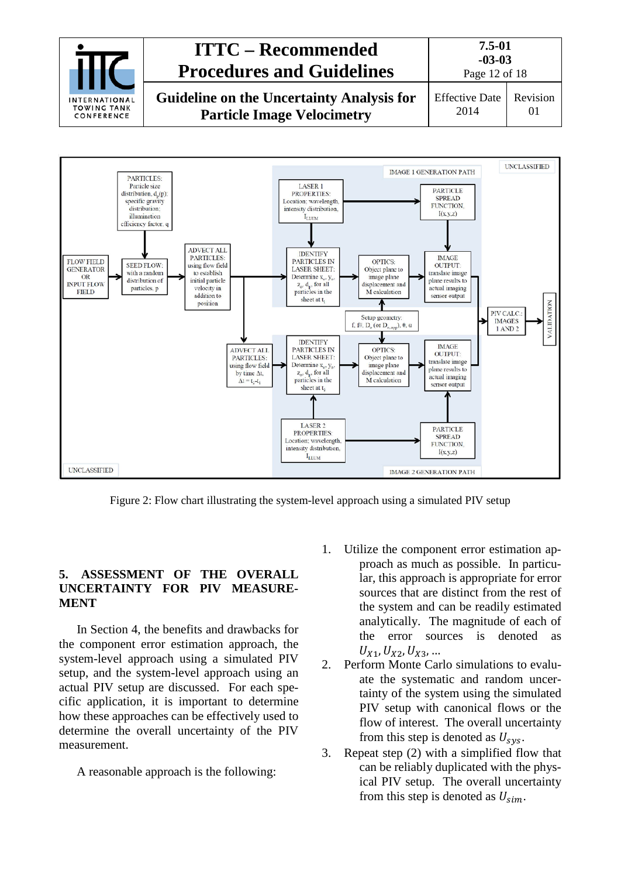Figure 2: Flow chart illustrating the system-level approach using a simulated PIV setup

## 5. ASSESSMENT OF THE OVERALL UNCERTAINTY FOR PIV MEASUREMENT

In Section 4, the benefits and drawbacks for the component error estimation approach, the system-level approach using a simulated PIV setup, and the system-level approach using an actual PIV setup are discussed. For each specific application, it is important to determine how these approaches can be effectively used to determine the overall uncertainty of the PIV measurement.

A reasonable approach is the following:

1. Utilize the component error estimation approach as much as possible. In particular, this approach is appropriate for error sources that are distinct from the rest of the system and can be readily estimated analytically. The magnitude of each of the error sources is denoted as $U_{X1}, U_{X2}, U_{X3}, \ldots$
2. Perform Monte Carlo simulations to evaluate the systematic and random uncertainty of the system using the simulated PIV setup with canonical flows or the flow of interest. The overall uncertainty from this step is denoted as $U_{sys}$.
3. Repeat step (2) with a simplified flow that can be reliably duplicated with the physical PIV setup. The overall uncertainty from this step is denoted as $U_{sim}$.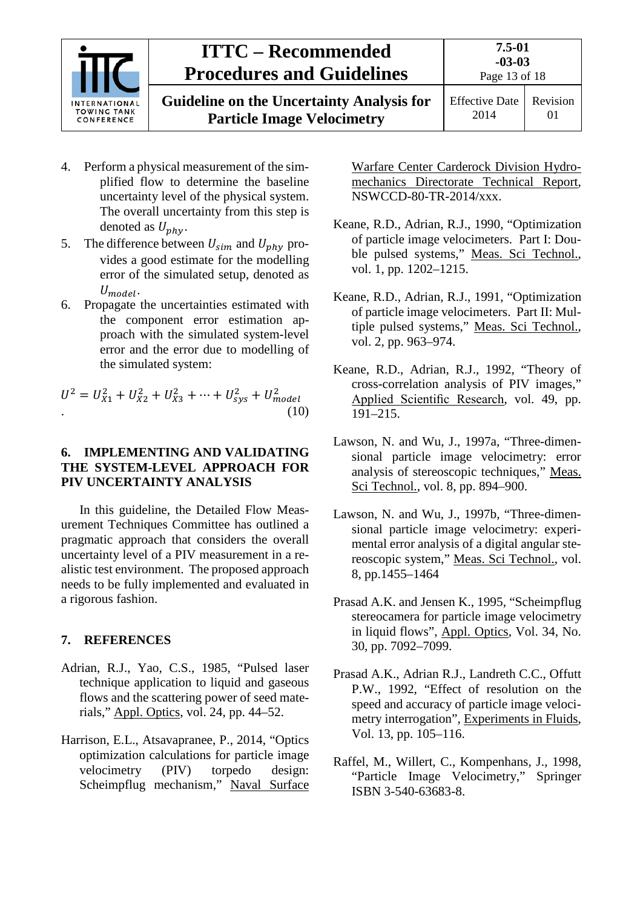4. Perform a physical measurement of the simplified flow to determine the baseline uncertainty level of the physical system. The overall uncertainty from this step is denoted as $U_{phy}$.
5. The difference between $U_{sim}$ and $U_{phy}$ provides a good estimate for the modelling error of the simulated setup, denoted as $U_{model}$.
6. Propagate the uncertainties estimated with the component error estimation approach with the simulated system-level error and the error due to modelling of the simulated system:

$$U^2 = U_{X1}^2 + U_{X2}^2 + U_{X3}^2 + \cdots + U_{sys}^2 + U_{model}^2 \quad . \tag{10}$$

## 6. IMPLEMENTING AND VALIDATING THE SYSTEM-LEVEL APPROACH FOR PIV UNCERTAINTY ANALYSIS

In this guideline, the Detailed Flow Measurement Techniques Committee has outlined a pragmatic approach that considers the overall uncertainty level of a PIV measurement in a realistic test environment. The proposed approach needs to be fully implemented and evaluated in a rigorous fashion.

## 7. REFERENCES

Adrian, R.J., Yao, C.S., 1985, "Pulsed laser technique application to liquid and gaseous flows and the scattering power of seed materials," Appl. Optics, vol. 24, pp. 44–52.

Harrison, E.L., Atsavapranee, P., 2014, "Optics optimization calculations for particle image velocimetry (PIV) torpedo design: Scheimpflug mechanism," Naval Surface Warfare Center Carderock Division Hydromechanics Directorate Technical Report, NSWCCD-80-TR-2014/xxx.

Keane, R.D., Adrian, R.J., 1990, "Optimization of particle image velocimeters. Part I: Double pulsed systems," Meas. Sci Technol., vol. 1, pp. 1202–1215.

Keane, R.D., Adrian, R.J., 1991, "Optimization of particle image velocimeters. Part II: Multiple pulsed systems," Meas. Sci Technol., vol. 2, pp. 963–974.

Keane, R.D., Adrian, R.J., 1992, "Theory of cross-correlation analysis of PIV images," Applied Scientific Research, vol. 49, pp. 191–215.

Lawson, N. and Wu, J., 1997a, "Three-dimensional particle image velocimetry: error analysis of stereoscopic techniques," Meas. Sci Technol., vol. 8, pp. 894–900.

Lawson, N. and Wu, J., 1997b, "Three-dimensional particle image velocimetry: experimental error analysis of a digital angular stereoscopic system," Meas. Sci Technol., vol. 8, pp.1455–1464

Prasad A.K. and Jensen K., 1995, "Scheimpflug stereocamera for particle image velocimetry in liquid flows", Appl. Optics, Vol. 34, No. 30, pp. 7092–7099.

Prasad A.K., Adrian R.J., Landreth C.C., Offutt P.W., 1992, "Effect of resolution on the speed and accuracy of particle image velocimetry interrogation", Experiments in Fluids, Vol. 13, pp. 105–116.

Raffel, M., Willert, C., Kompenhans, J., 1998, "Particle Image Velocimetry," Springer ISBN 3-540-63683-8.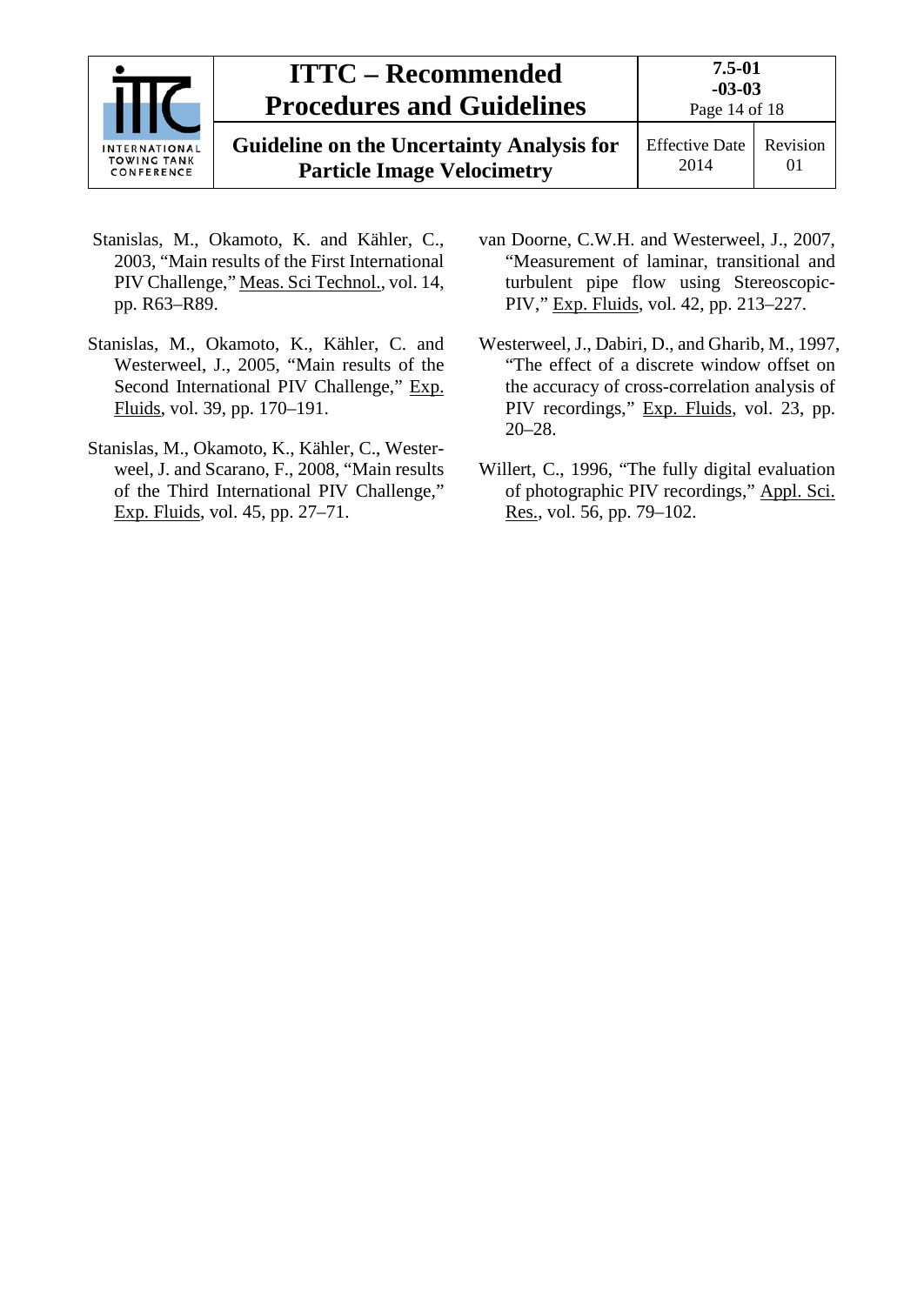Stanislas, M., Okamoto, K. and Kähler, C., 2003, "Main results of the First International PIV Challenge," Meas. Sci Technol., vol. 14, pp. R63–R89.

Stanislas, M., Okamoto, K., Kähler, C. and Westerweel, J., 2005, "Main results of the Second International PIV Challenge," Exp. Fluids, vol. 39, pp. 170–191.

Stanislas, M., Okamoto, K., Kähler, C., Westerweel, J. and Scarano, F., 2008, "Main results of the Third International PIV Challenge," Exp. Fluids, vol. 45, pp. 27–71.

van Doorne, C.W.H. and Westerweel, J., 2007, "Measurement of laminar, transitional and turbulent pipe flow using Stereoscopic-PIV," Exp. Fluids, vol. 42, pp. 213–227.

Westerweel, J., Dabiri, D., and Gharib, M., 1997, "The effect of a discrete window offset on the accuracy of cross-correlation analysis of PIV recordings," Exp. Fluids, vol. 23, pp. 20–28.

Willert, C., 1996, "The fully digital evaluation of photographic PIV recordings," Appl. Sci. Res., vol. 56, pp. 79–102.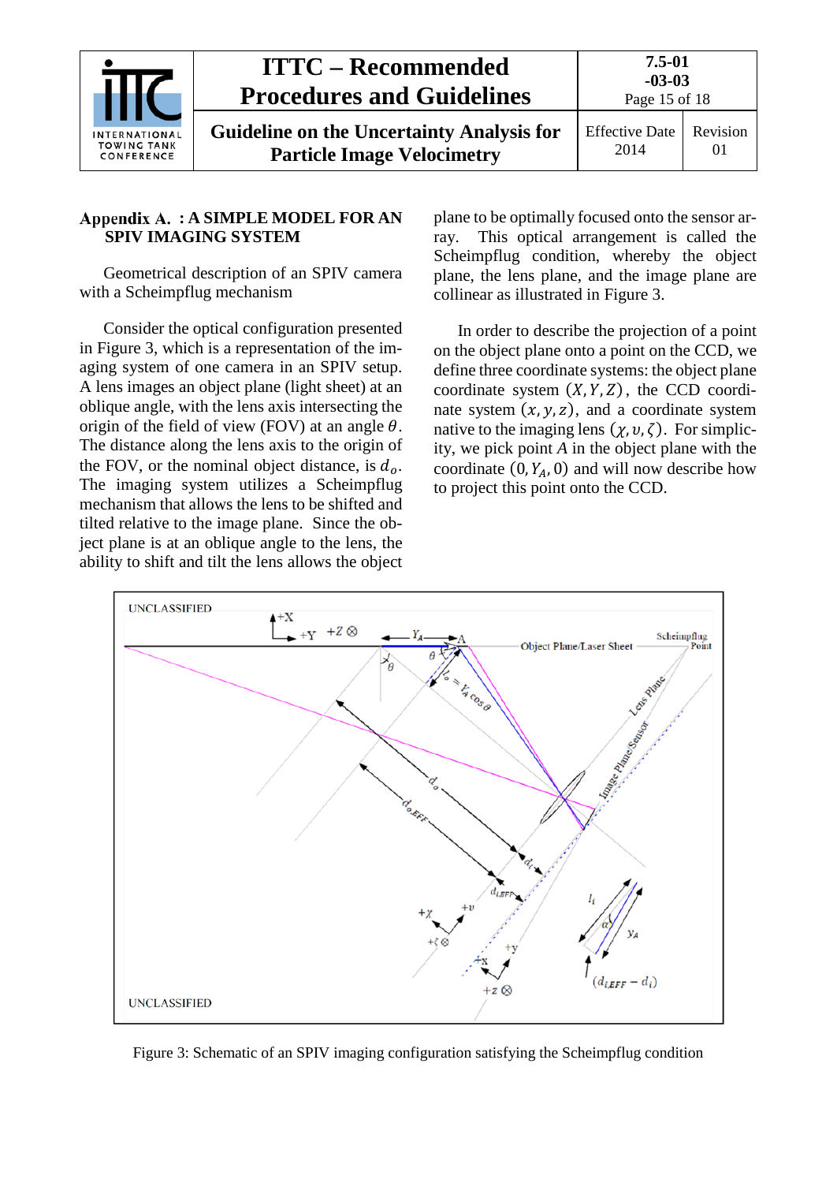## Appendix A. : A SIMPLE MODEL FOR AN SPIV IMAGING SYSTEM

Geometrical description of an SPIV camera with a Scheimpflug mechanism

Consider the optical configuration presented in Figure 3, which is a representation of the imaging system of one camera in an SPIV setup. A lens images an object plane (light sheet) at an oblique angle, with the lens axis intersecting the origin of the field of view (FOV) at an angle $\theta$. The distance along the lens axis to the origin of the FOV, or the nominal object distance, is $d_o$. The imaging system utilizes a Scheimpflug mechanism that allows the lens to be shifted and tilted relative to the image plane. Since the object plane is at an oblique angle to the lens, the ability to shift and tilt the lens allows the object plane to be optimally focused onto the sensor array. This optical arrangement is called the Scheimpflug condition, whereby the object plane, the lens plane, and the image plane are collinear as illustrated in Figure 3.

In order to describe the projection of a point on the object plane onto a point on the CCD, we define three coordinate systems: the object plane coordinate system $(X, Y, Z)$, the CCD coordinate system $(x, y, z)$, and a coordinate system native to the imaging lens $(\chi, \upsilon, \zeta)$. For simplicity, we pick point $A$ in the object plane with the coordinate $(0, Y_A, 0)$ and will now describe how to project this point onto the CCD.

Figure 3: Schematic of an SPIV imaging configuration satisfying the Scheimpflug condition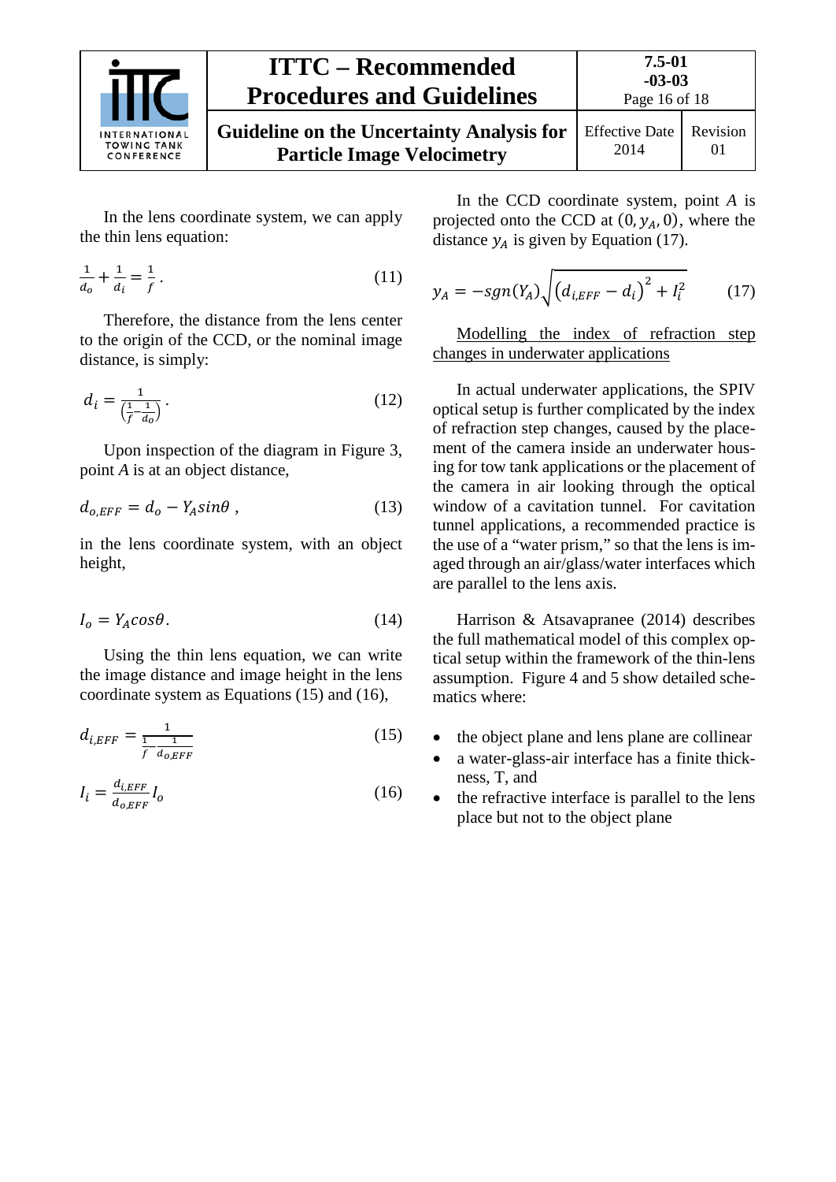In the lens coordinate system, we can apply the thin lens equation:

$$\frac{1}{d_o} + \frac{1}{d_i} = \frac{1}{f}. \tag{11}$$

Therefore, the distance from the lens center to the origin of the CCD, or the nominal image distance, is simply:

$$d_i = \frac{1}{\left(\frac{1}{f} - \frac{1}{d_o}\right)}. \tag{12}$$

Upon inspection of the diagram in Figure 3, point *A* is at an object distance,

$$d_{o,EFF} = d_o - Y_A sin\theta \,, \tag{13}$$

in the lens coordinate system, with an object height,

$$I_o = Y_A cos\theta. \tag{14}$$

Using the thin lens equation, we can write the image distance and image height in the lens coordinate system as Equations (15) and (16),

$$d_{i,EFF} = \frac{1}{\frac{1}{f} - \frac{1}{d_{o,EFF}}} \tag{15}$$

$$I_i = \frac{d_{i,EFF}}{d_{o,EFF}} I_o \tag{16}$$

In the CCD coordinate system, point *A* is projected onto the CCD at $(0, y_A, 0)$, where the distance $y_A$ is given by Equation (17).

$$y_A = -sgn(Y_A)\sqrt{\left(d_{i,EFF} - d_i\right)^2 + I_i^2} \tag{17}$$

Modelling the index of refraction step changes in underwater applications

In actual underwater applications, the SPIV optical setup is further complicated by the index of refraction step changes, caused by the placement of the camera inside an underwater housing for tow tank applications or the placement of the camera in air looking through the optical window of a cavitation tunnel. For cavitation tunnel applications, a recommended practice is the use of a "water prism," so that the lens is imaged through an air/glass/water interfaces which are parallel to the lens axis.

Harrison & Atsavapranee (2014) describes the full mathematical model of this complex optical setup within the framework of the thin-lens assumption. Figure 4 and 5 show detailed schematics where:

- the object plane and lens plane are collinear
- a water-glass-air interface has a finite thickness, T, and
- the refractive interface is parallel to the lens place but not to the object plane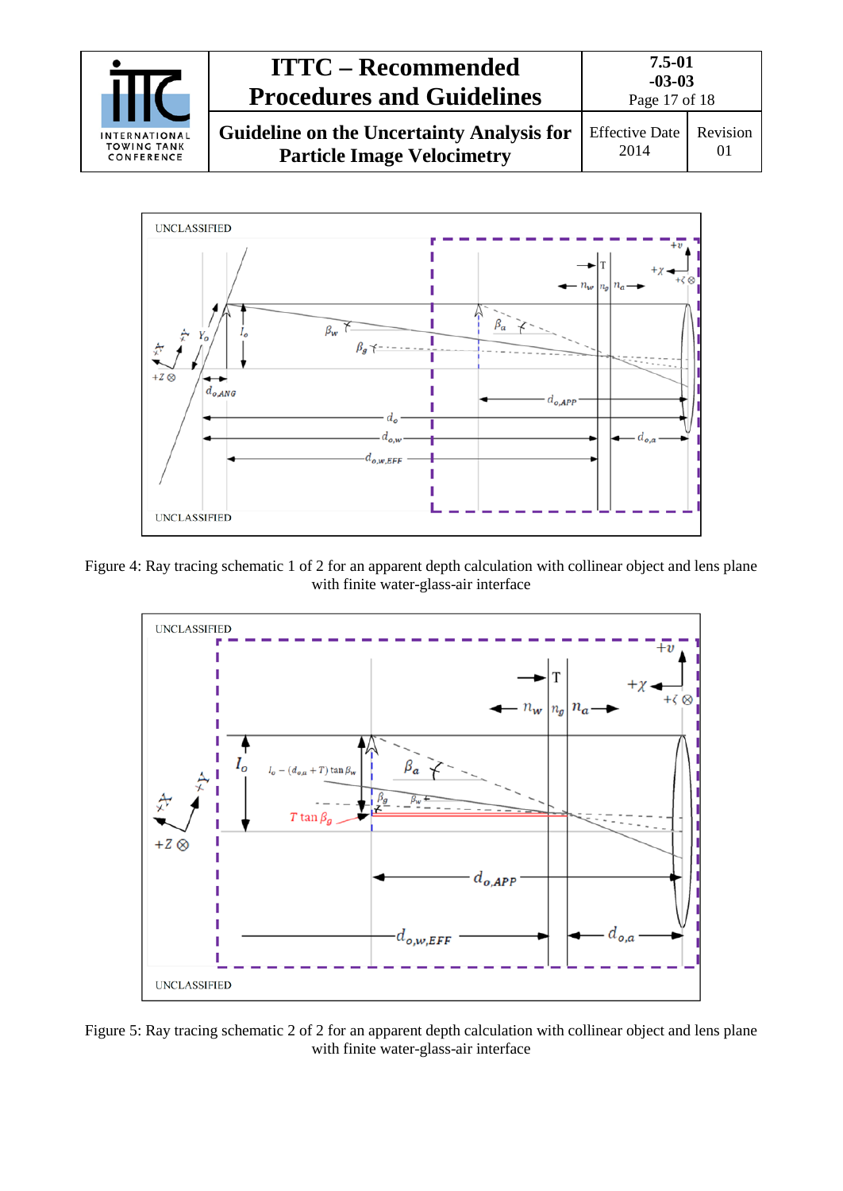Figure 4: Ray tracing schematic 1 of 2 for an apparent depth calculation with collinear object and lens plane with finite water-glass-air interface

Figure 5: Ray tracing schematic 2 of 2 for an apparent depth calculation with collinear object and lens plane with finite water-glass-air interface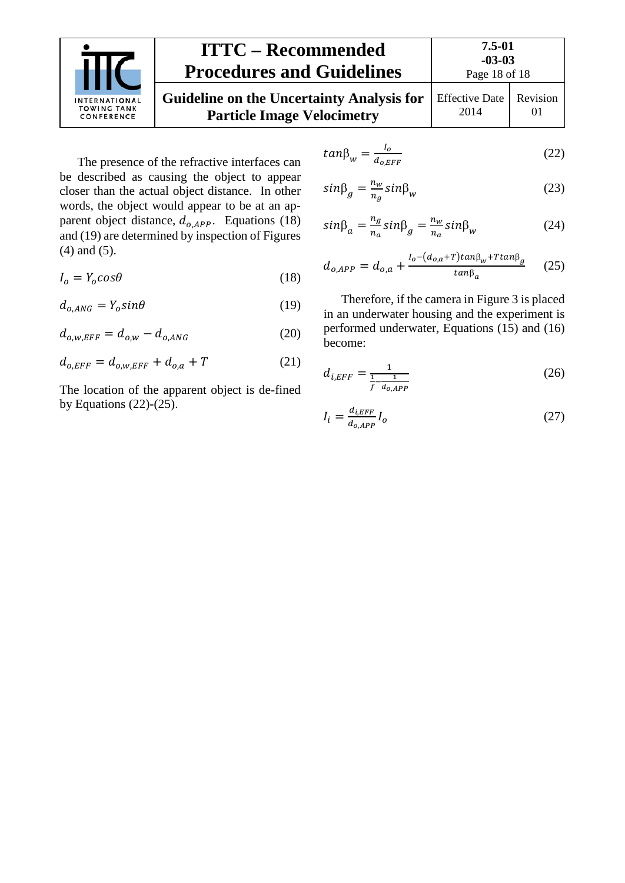The presence of the refractive interfaces can be described as causing the object to appear closer than the actual object distance. In other words, the object would appear to be at an apparent object distance, $d_{o,APP}$. Equations (18) and (19) are determined by inspection of Figures (4) and (5).

$$I_o = Y_o cos\theta \tag{18}$$

$$d_{o,ANG} = Y_o sin\theta \tag{19}$$

$$d_{o,w,EFF} = d_{o,w} - d_{o,ANG} \tag{20}$$

$$d_{o,EFF} = d_{o,w,EFF} + d_{o,a} + T \tag{21}$$

The location of the apparent object is de-fined by Equations (22)-(25).

$$tan\beta_w = \frac{I_o}{d_{o,EFF}} \tag{22}$$

$$sin\beta_g = \frac{n_w}{n_g} sin\beta_w \tag{23}$$

$$sin\beta_a = \frac{n_g}{n_a} sin\beta_g = \frac{n_w}{n_a} sin\beta_w \tag{24}$$

$$d_{o,APP} = d_{o,a} + \frac{I_o - (d_{o,a} + T) tan\beta_w + T tan\beta_g}{tan\beta_a} \tag{25}$$

Therefore, if the camera in Figure 3 is placed in an underwater housing and the experiment is performed underwater, Equations (15) and (16) become:

$$d_{i,EFF} = \frac{1}{\frac{1}{f} - \frac{1}{d_{o,APP}}} \tag{26}$$

$$I_i = \frac{d_{i,EFF}}{d_{o,APP}} I_o \tag{27}$$